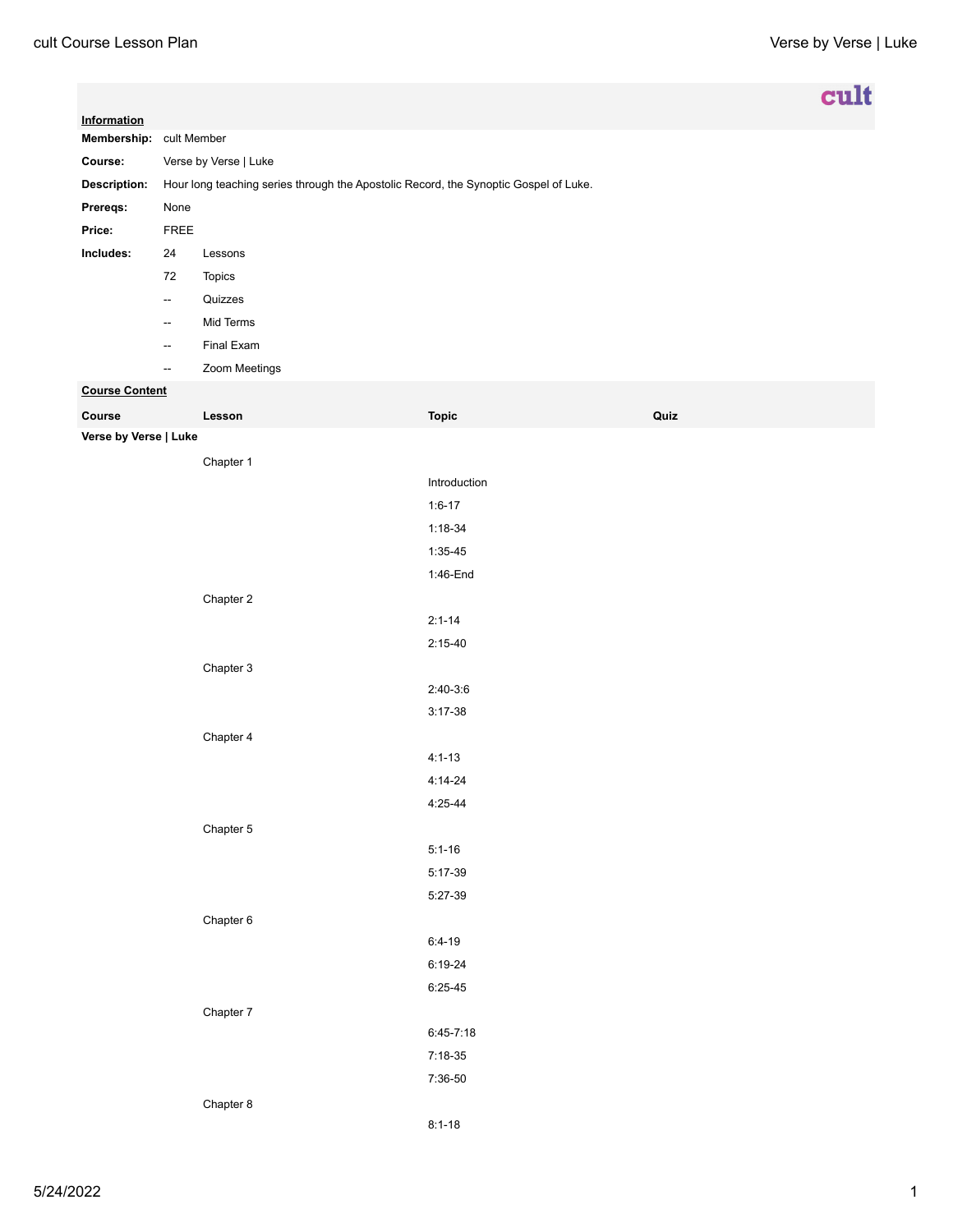cult

**Information**

| | | |
|---|---|---|
| **Membership:** | cult Member | |
| **Course:** | Verse by Verse \| Luke | |
| **Description:** | Hour long teaching series through the Apostolic Record, the Synoptic Gospel of Luke. | |
| **Prereqs:** | None | |
| **Price:** | FREE | |
| **Includes:** | 24 | Lessons |
| | 72 | Topics |
| | -- | Quizzes |
| | -- | Mid Terms |
| | -- | Final Exam |
| | -- | Zoom Meetings |

**Course Content**

| Course | Lesson | Topic | Quiz |
|---|---|---|---|
| **Verse by Verse \| Luke** | | | |
| | Chapter 1 | | |
| | | Introduction | |
| | | 1:6-17 | |
| | | 1:18-34 | |
| | | 1:35-45 | |
| | | 1:46-End | |
| | Chapter 2 | | |
| | | 2:1-14 | |
| | | 2:15-40 | |
| | Chapter 3 | | |
| | | 2:40-3:6 | |
| | | 3:17-38 | |
| | Chapter 4 | | |
| | | 4:1-13 | |
| | | 4:14-24 | |
| | | 4:25-44 | |
| | Chapter 5 | | |
| | | 5:1-16 | |
| | | 5:17-39 | |
| | | 5:27-39 | |
| | Chapter 6 | | |
| | | 6:4-19 | |
| | | 6:19-24 | |
| | | 6:25-45 | |
| | Chapter 7 | | |
| | | 6:45-7:18 | |
| | | 7:18-35 | |
| | | 7:36-50 | |
| | Chapter 8 | | |
| | | 8:1-18 | |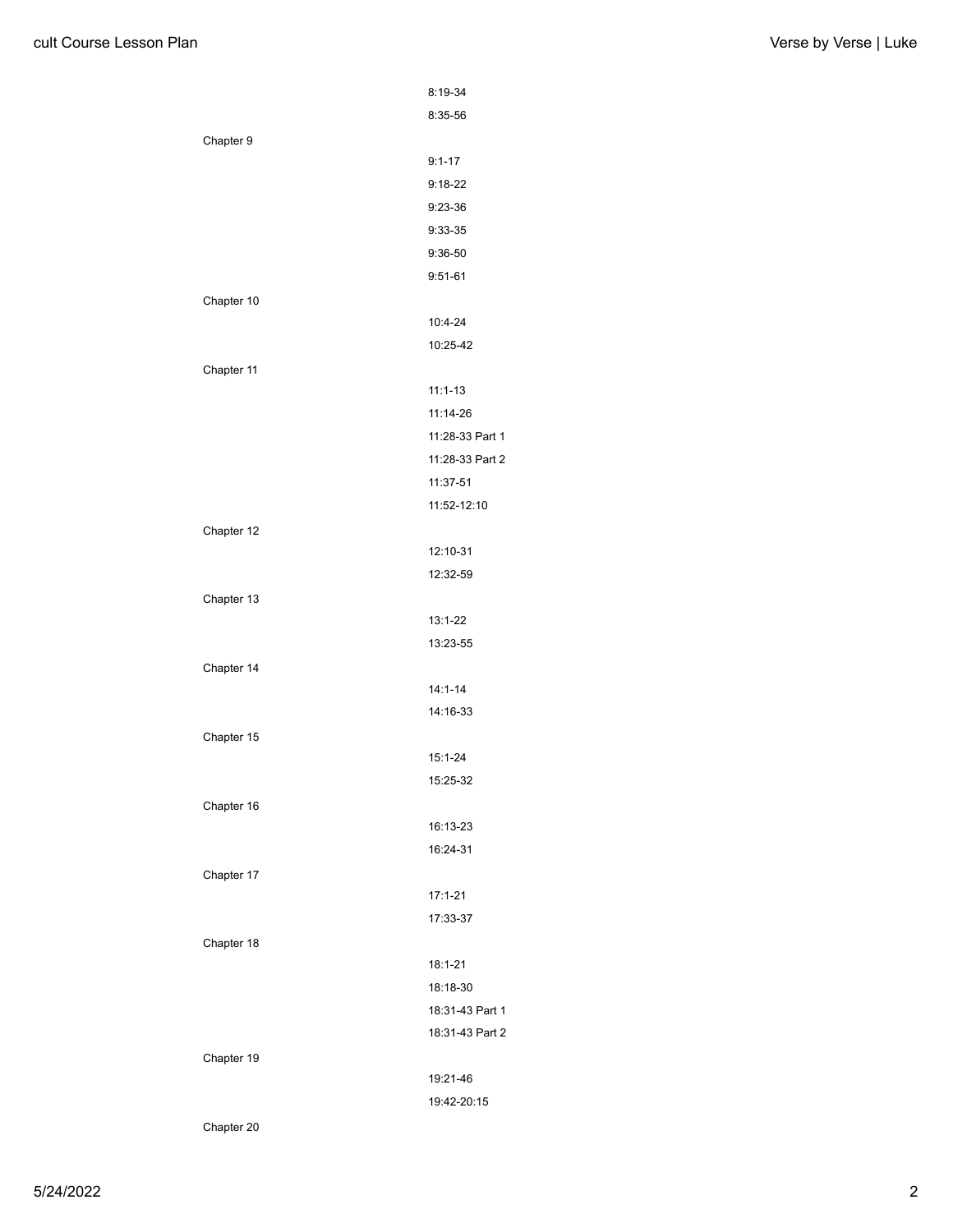8:19-34

8:35-56

Chapter 9

9:1-17

9:18-22

9:23-36

9:33-35

9:36-50

9:51-61

Chapter 10

10:4-24

10:25-42

Chapter 11

11:1-13

11:14-26

11:28-33 Part 1

11:28-33 Part 2

11:37-51

11:52-12:10

Chapter 12

12:10-31

12:32-59

Chapter 13

13:1-22

13:23-55

Chapter 14

14:1-14

14:16-33

Chapter 15

15:1-24

15:25-32

Chapter 16

16:13-23

16:24-31

Chapter 17

17:1-21

17:33-37

Chapter 18

18:1-21

18:18-30

18:31-43 Part 1

18:31-43 Part 2

Chapter 19

19:21-46

19:42-20:15

Chapter 20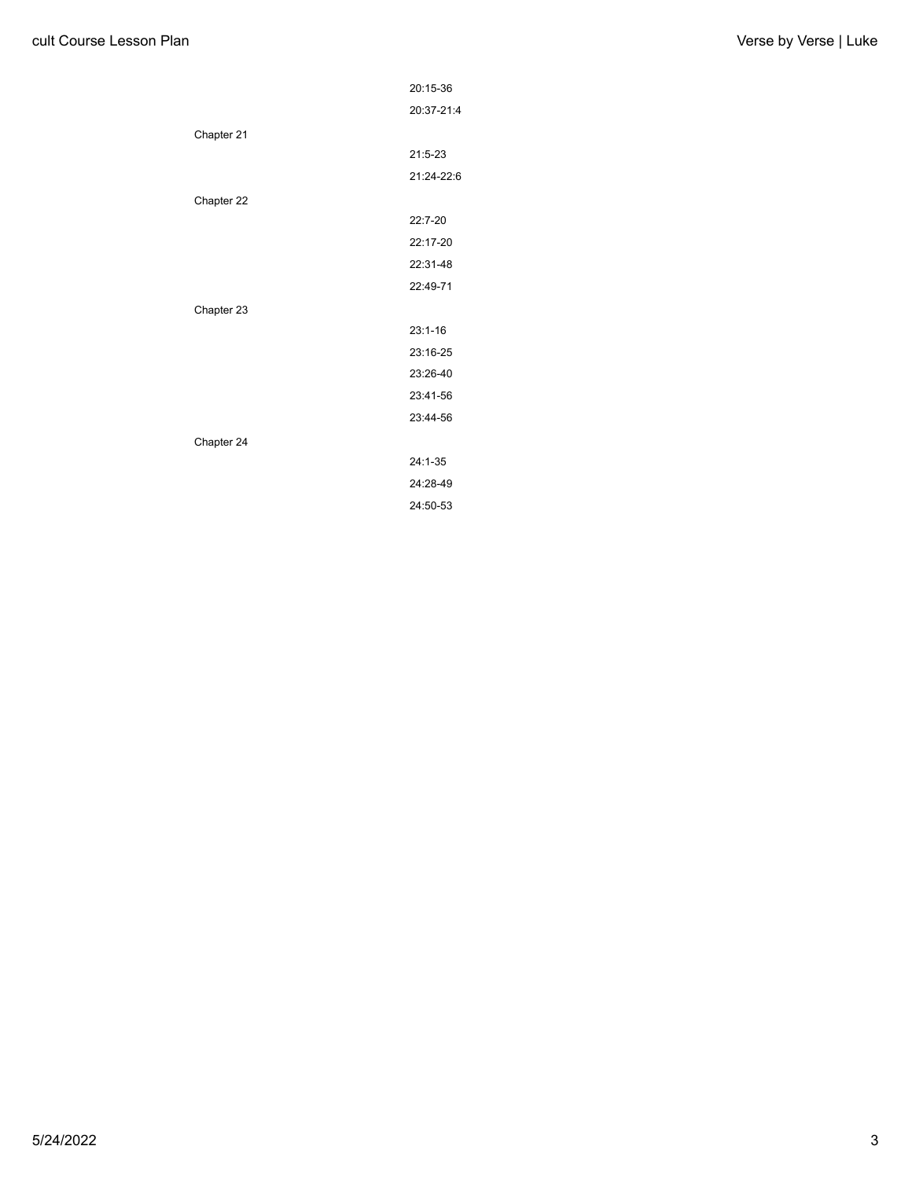- 20:15-36
- 20:37-21:4

Chapter 21

- 21:5-23
- 21:24-22:6

Chapter 22

- 22:7-20
- 22:17-20
- 22:31-48
- 22:49-71

Chapter 23

- 23:1-16
- 23:16-25
- 23:26-40
- 23:41-56
- 23:44-56

Chapter 24

- 24:1-35
- 24:28-49
- 24:50-53